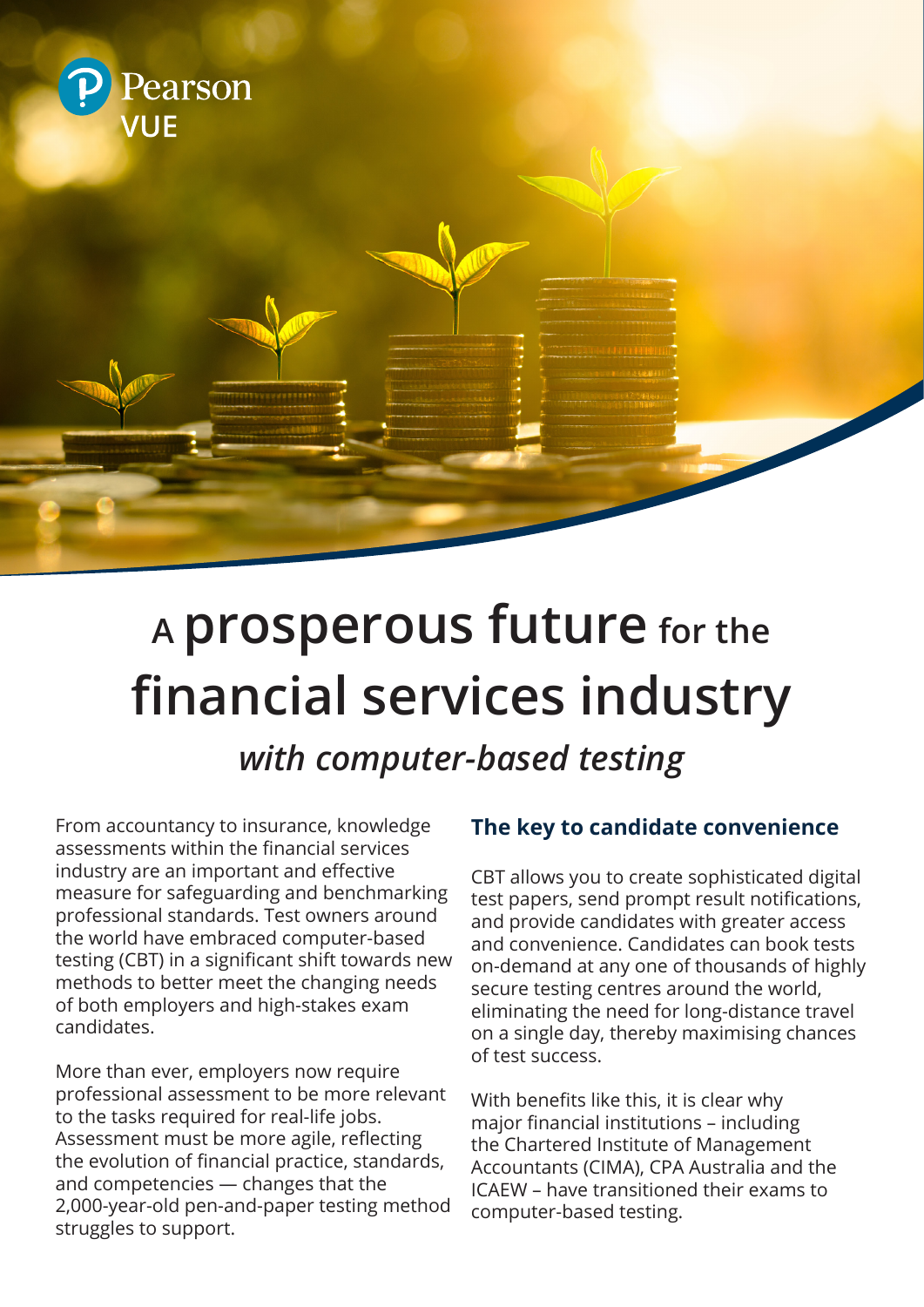Pearson VUE

# A **prosperous future** for the financial services industry

## *with computer-based testing*

From accountancy to insurance, knowledge assessments within the financial services industry are an important and effective measure for safeguarding and benchmarking professional standards. Test owners around the world have embraced computer-based testing (CBT) in a significant shift towards new methods to better meet the changing needs of both employers and high-stakes exam candidates.

More than ever, employers now require professional assessment to be more relevant to the tasks required for real-life jobs. Assessment must be more agile, reflecting the evolution of financial practice, standards, and competencies — changes that the 2,000-year-old pen-and-paper testing method struggles to support.

### The key to candidate convenience

CBT allows you to create sophisticated digital test papers, send prompt result notifications, and provide candidates with greater access and convenience. Candidates can book tests on-demand at any one of thousands of highly secure testing centres around the world, eliminating the need for long-distance travel on a single day, thereby maximising chances of test success.

With benefits like this, it is clear why major financial institutions – including the Chartered Institute of Management Accountants (CIMA), CPA Australia and the ICAEW – have transitioned their exams to computer-based testing.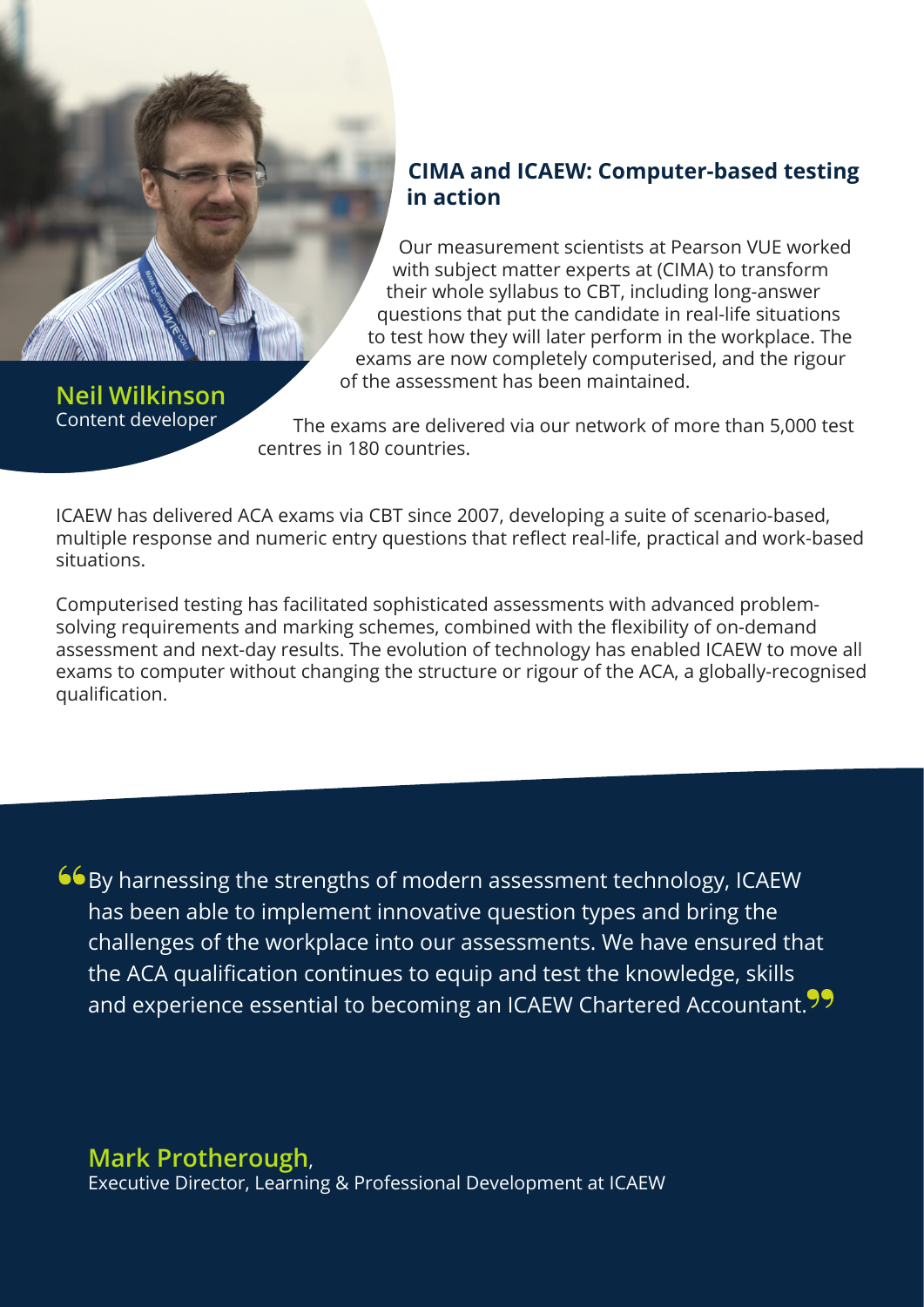**Neil Wilkinson**
Content developer

## CIMA and ICAEW: Computer-based testing in action

Our measurement scientists at Pearson VUE worked with subject matter experts at (CIMA) to transform their whole syllabus to CBT, including long-answer questions that put the candidate in real-life situations to test how they will later perform in the workplace. The exams are now completely computerised, and the rigour of the assessment has been maintained.

The exams are delivered via our network of more than 5,000 test centres in 180 countries.

ICAEW has delivered ACA exams via CBT since 2007, developing a suite of scenario-based, multiple response and numeric entry questions that reflect real-life, practical and work-based situations.

Computerised testing has facilitated sophisticated assessments with advanced problem-solving requirements and marking schemes, combined with the flexibility of on-demand assessment and next-day results. The evolution of technology has enabled ICAEW to move all exams to computer without changing the structure or rigour of the ACA, a globally-recognised qualification.

> “By harnessing the strengths of modern assessment technology, ICAEW has been able to implement innovative question types and bring the challenges of the workplace into our assessments. We have ensured that the ACA qualification continues to equip and test the knowledge, skills and experience essential to becoming an ICAEW Chartered Accountant.”

**Mark Protherough**,
Executive Director, Learning & Professional Development at ICAEW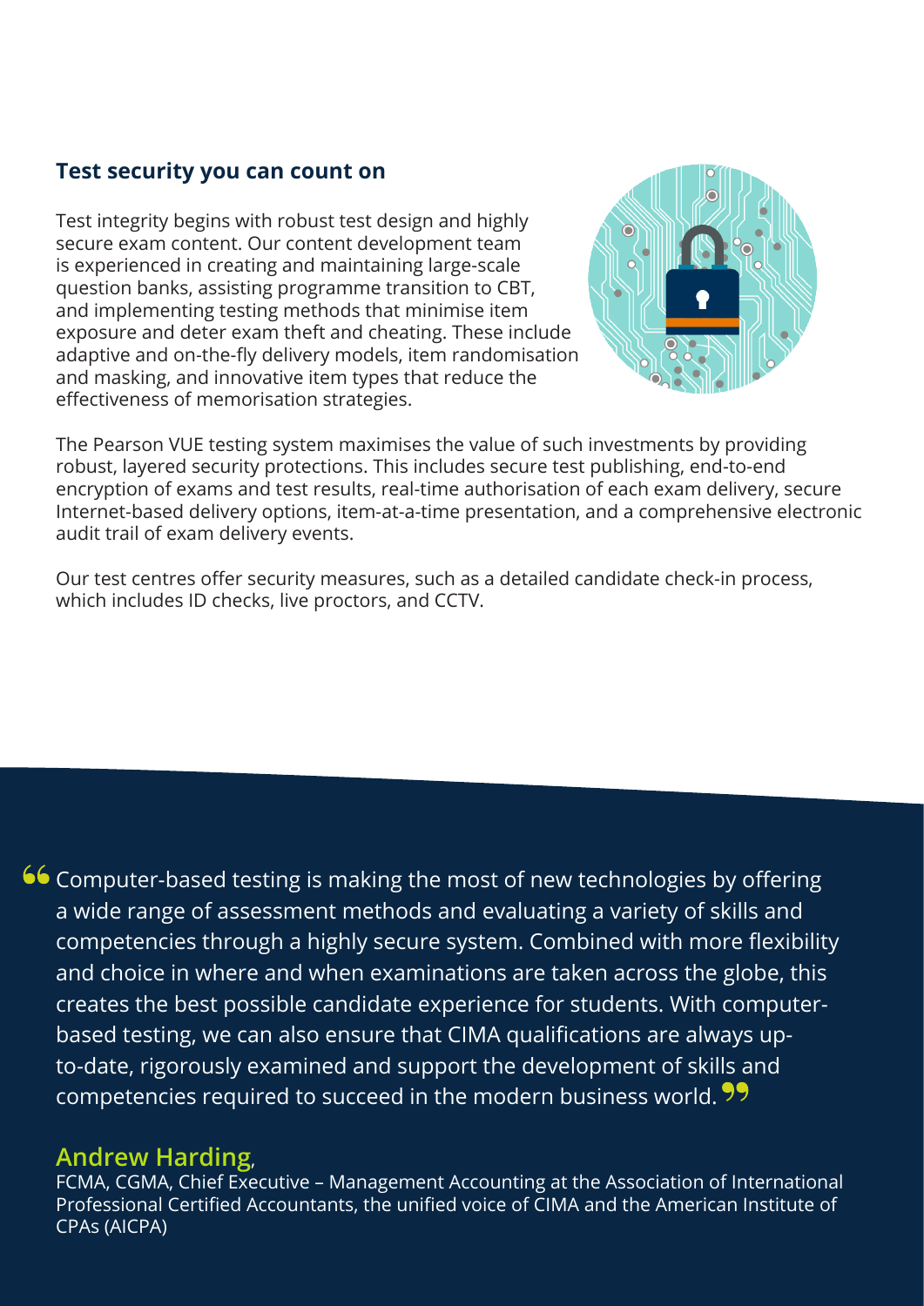## Test security you can count on

Test integrity begins with robust test design and highly secure exam content. Our content development team is experienced in creating and maintaining large-scale question banks, assisting programme transition to CBT, and implementing testing methods that minimise item exposure and deter exam theft and cheating. These include adaptive and on-the-fly delivery models, item randomisation and masking, and innovative item types that reduce the effectiveness of memorisation strategies.

The Pearson VUE testing system maximises the value of such investments by providing robust, layered security protections. This includes secure test publishing, end-to-end encryption of exams and test results, real-time authorisation of each exam delivery, secure Internet-based delivery options, item-at-a-time presentation, and a comprehensive electronic audit trail of exam delivery events.

Our test centres offer security measures, such as a detailed candidate check-in process, which includes ID checks, live proctors, and CCTV.

> "Computer-based testing is making the most of new technologies by offering a wide range of assessment methods and evaluating a variety of skills and competencies through a highly secure system. Combined with more flexibility and choice in where and when examinations are taken across the globe, this creates the best possible candidate experience for students. With computer-based testing, we can also ensure that CIMA qualifications are always up-to-date, rigorously examined and support the development of skills and competencies required to succeed in the modern business world."

**Andrew Harding**,
FCMA, CGMA, Chief Executive – Management Accounting at the Association of International Professional Certified Accountants, the unified voice of CIMA and the American Institute of CPAs (AICPA)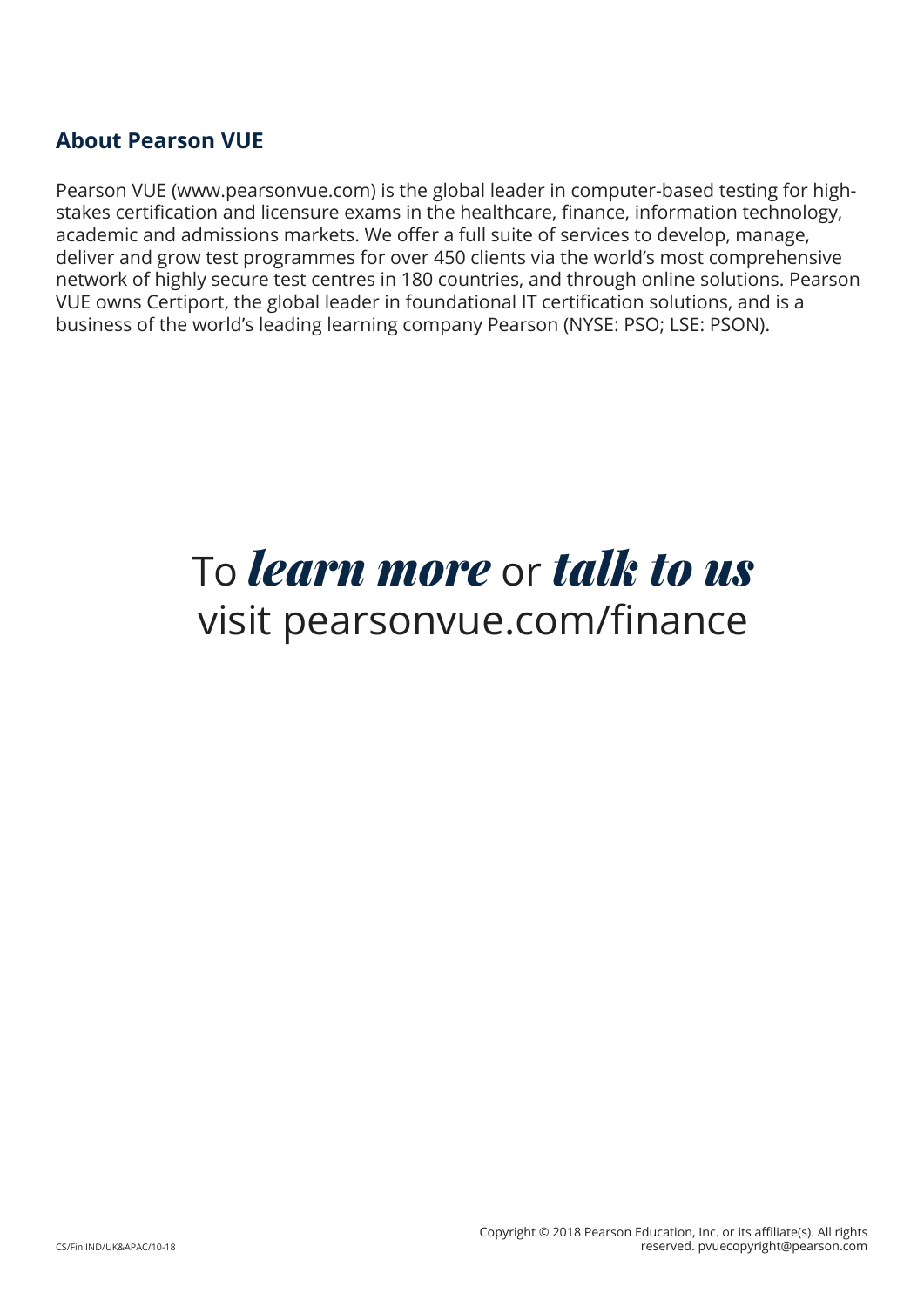## About Pearson VUE

Pearson VUE (www.pearsonvue.com) is the global leader in computer-based testing for high-stakes certification and licensure exams in the healthcare, finance, information technology, academic and admissions markets. We offer a full suite of services to develop, manage, deliver and grow test programmes for over 450 clients via the world's most comprehensive network of highly secure test centres in 180 countries, and through online solutions. Pearson VUE owns Certiport, the global leader in foundational IT certification solutions, and is a business of the world's leading learning company Pearson (NYSE: PSO; LSE: PSON).

To ***learn more*** or ***talk to us***
visit pearsonvue.com/finance

CS/Fin IND/UK&APAC/10-18

Copyright © 2018 Pearson Education, Inc. or its affiliate(s). All rights reserved. pvuecopyright@pearson.com